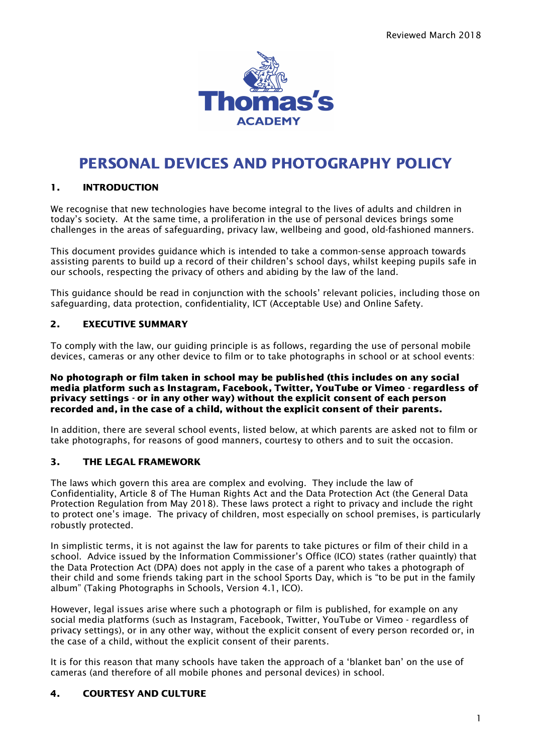Reviewed March 2018

Thomas's ACADEMY

# PERSONAL DEVICES AND PHOTOGRAPHY POLICY

## 1. INTRODUCTION

We recognise that new technologies have become integral to the lives of adults and children in today's society. At the same time, a proliferation in the use of personal devices brings some challenges in the areas of safeguarding, privacy law, wellbeing and good, old-fashioned manners.

This document provides guidance which is intended to take a common-sense approach towards assisting parents to build up a record of their children's school days, whilst keeping pupils safe in our schools, respecting the privacy of others and abiding by the law of the land.

This guidance should be read in conjunction with the schools' relevant policies, including those on safeguarding, data protection, confidentiality, ICT (Acceptable Use) and Online Safety.

## 2. EXECUTIVE SUMMARY

To comply with the law, our guiding principle is as follows, regarding the use of personal mobile devices, cameras or any other device to film or to take photographs in school or at school events:

**No photograph or film taken in school may be published (this includes on any social media platform such as Instagram, Facebook, Twitter, YouTube or Vimeo - regardless of privacy settings - or in any other way) without the explicit consent of each person recorded and, in the case of a child, without the explicit consent of their parents.**

In addition, there are several school events, listed below, at which parents are asked not to film or take photographs, for reasons of good manners, courtesy to others and to suit the occasion.

## 3. THE LEGAL FRAMEWORK

The laws which govern this area are complex and evolving. They include the law of Confidentiality, Article 8 of The Human Rights Act and the Data Protection Act (the General Data Protection Regulation from May 2018). These laws protect a right to privacy and include the right to protect one's image. The privacy of children, most especially on school premises, is particularly robustly protected.

In simplistic terms, it is not against the law for parents to take pictures or film of their child in a school. Advice issued by the Information Commissioner's Office (ICO) states (rather quaintly) that the Data Protection Act (DPA) does not apply in the case of a parent who takes a photograph of their child and some friends taking part in the school Sports Day, which is "to be put in the family album" (Taking Photographs in Schools, Version 4.1, ICO).

However, legal issues arise where such a photograph or film is published, for example on any social media platforms (such as Instagram, Facebook, Twitter, YouTube or Vimeo - regardless of privacy settings), or in any other way, without the explicit consent of every person recorded or, in the case of a child, without the explicit consent of their parents.

It is for this reason that many schools have taken the approach of a 'blanket ban' on the use of cameras (and therefore of all mobile phones and personal devices) in school.

## 4. COURTESY AND CULTURE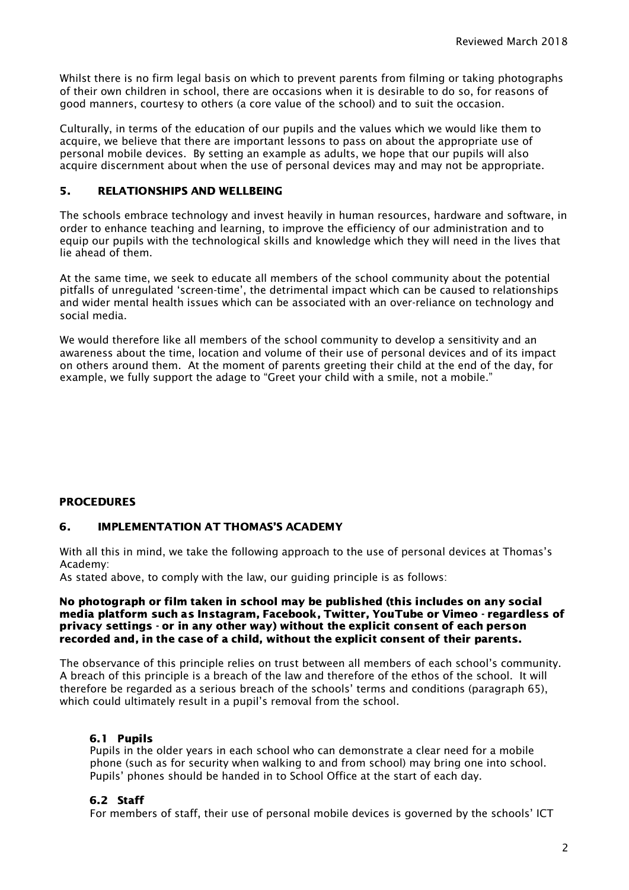Whilst there is no firm legal basis on which to prevent parents from filming or taking photographs of their own children in school, there are occasions when it is desirable to do so, for reasons of good manners, courtesy to others (a core value of the school) and to suit the occasion.

Culturally, in terms of the education of our pupils and the values which we would like them to acquire, we believe that there are important lessons to pass on about the appropriate use of personal mobile devices. By setting an example as adults, we hope that our pupils will also acquire discernment about when the use of personal devices may and may not be appropriate.

## 5. RELATIONSHIPS AND WELLBEING

The schools embrace technology and invest heavily in human resources, hardware and software, in order to enhance teaching and learning, to improve the efficiency of our administration and to equip our pupils with the technological skills and knowledge which they will need in the lives that lie ahead of them.

At the same time, we seek to educate all members of the school community about the potential pitfalls of unregulated 'screen-time', the detrimental impact which can be caused to relationships and wider mental health issues which can be associated with an over-reliance on technology and social media.

We would therefore like all members of the school community to develop a sensitivity and an awareness about the time, location and volume of their use of personal devices and of its impact on others around them. At the moment of parents greeting their child at the end of the day, for example, we fully support the adage to "Greet your child with a smile, not a mobile."

## PROCEDURES

## 6. IMPLEMENTATION AT THOMAS'S ACADEMY

With all this in mind, we take the following approach to the use of personal devices at Thomas's Academy:
As stated above, to comply with the law, our guiding principle is as follows:

**No photograph or film taken in school may be published (this includes on any social media platform such as Instagram, Facebook, Twitter, YouTube or Vimeo - regardless of privacy settings - or in any other way) without the explicit consent of each person recorded and, in the case of a child, without the explicit consent of their parents.**

The observance of this principle relies on trust between all members of each school's community. A breach of this principle is a breach of the law and therefore of the ethos of the school. It will therefore be regarded as a serious breach of the schools' terms and conditions (paragraph 65), which could ultimately result in a pupil's removal from the school.

### 6.1 Pupils

Pupils in the older years in each school who can demonstrate a clear need for a mobile phone (such as for security when walking to and from school) may bring one into school. Pupils' phones should be handed in to School Office at the start of each day.

### 6.2 Staff

For members of staff, their use of personal mobile devices is governed by the schools' ICT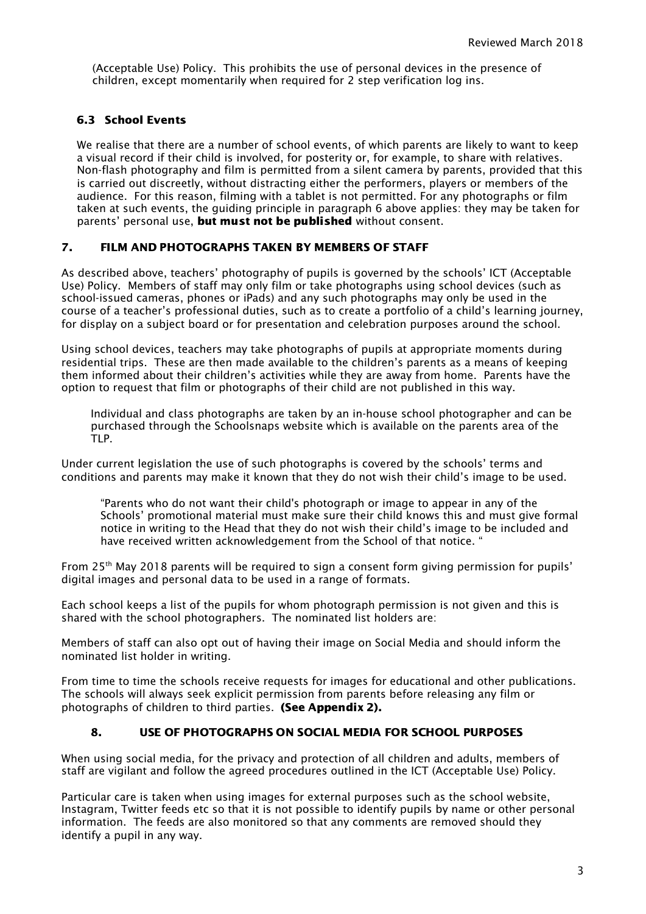(Acceptable Use) Policy. This prohibits the use of personal devices in the presence of children, except momentarily when required for 2 step verification log ins.

### 6.3 School Events

We realise that there are a number of school events, of which parents are likely to want to keep a visual record if their child is involved, for posterity or, for example, to share with relatives. Non-flash photography and film is permitted from a silent camera by parents, provided that this is carried out discreetly, without distracting either the performers, players or members of the audience. For this reason, filming with a tablet is not permitted. For any photographs or film taken at such events, the guiding principle in paragraph 6 above applies: they may be taken for parents' personal use, **but must not be published** without consent.

## 7. FILM AND PHOTOGRAPHS TAKEN BY MEMBERS OF STAFF

As described above, teachers' photography of pupils is governed by the schools' ICT (Acceptable Use) Policy. Members of staff may only film or take photographs using school devices (such as school-issued cameras, phones or iPads) and any such photographs may only be used in the course of a teacher's professional duties, such as to create a portfolio of a child's learning journey, for display on a subject board or for presentation and celebration purposes around the school.

Using school devices, teachers may take photographs of pupils at appropriate moments during residential trips. These are then made available to the children's parents as a means of keeping them informed about their children's activities while they are away from home. Parents have the option to request that film or photographs of their child are not published in this way.

Individual and class photographs are taken by an in-house school photographer and can be purchased through the Schoolsnaps website which is available on the parents area of the TLP.

Under current legislation the use of such photographs is covered by the schools' terms and conditions and parents may make it known that they do not wish their child's image to be used.

> "Parents who do not want their child's photograph or image to appear in any of the Schools' promotional material must make sure their child knows this and must give formal notice in writing to the Head that they do not wish their child's image to be included and have received written acknowledgement from the School of that notice. "

From 25th May 2018 parents will be required to sign a consent form giving permission for pupils' digital images and personal data to be used in a range of formats.

Each school keeps a list of the pupils for whom photograph permission is not given and this is shared with the school photographers. The nominated list holders are:

Members of staff can also opt out of having their image on Social Media and should inform the nominated list holder in writing.

From time to time the schools receive requests for images for educational and other publications. The schools will always seek explicit permission from parents before releasing any film or photographs of children to third parties. **(See Appendix 2).**

## 8. USE OF PHOTOGRAPHS ON SOCIAL MEDIA FOR SCHOOL PURPOSES

When using social media, for the privacy and protection of all children and adults, members of staff are vigilant and follow the agreed procedures outlined in the ICT (Acceptable Use) Policy.

Particular care is taken when using images for external purposes such as the school website, Instagram, Twitter feeds etc so that it is not possible to identify pupils by name or other personal information. The feeds are also monitored so that any comments are removed should they identify a pupil in any way.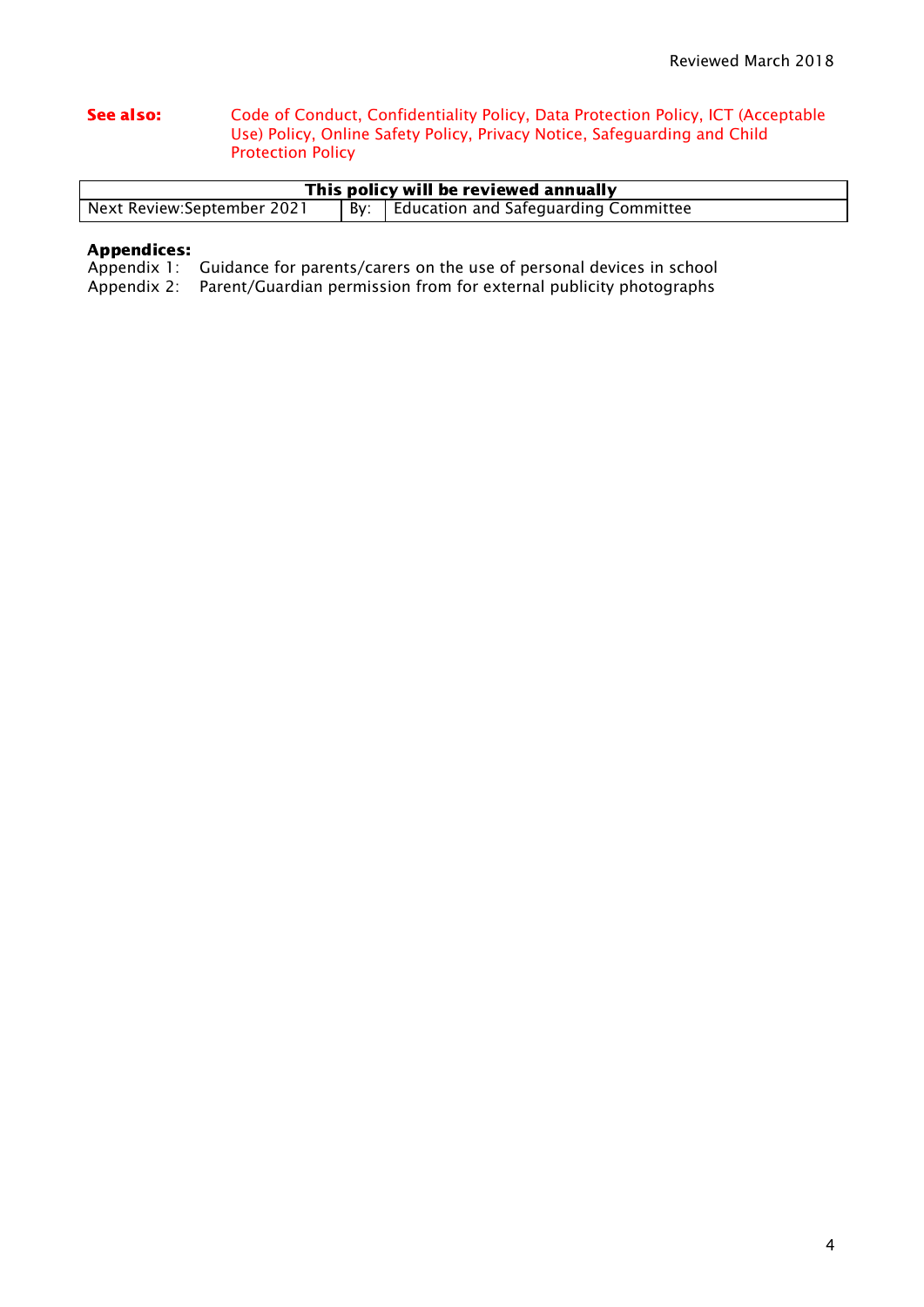Reviewed March 2018

**See also:** Code of Conduct, Confidentiality Policy, Data Protection Policy, ICT (Acceptable Use) Policy, Online Safety Policy, Privacy Notice, Safeguarding and Child Protection Policy

| This policy will be reviewed annually | | |
|---|---|---|
| Next Review:September 2021 | By: | Education and Safeguarding Committee |

**Appendices:**

Appendix 1: Guidance for parents/carers on the use of personal devices in school

Appendix 2: Parent/Guardian permission from for external publicity photographs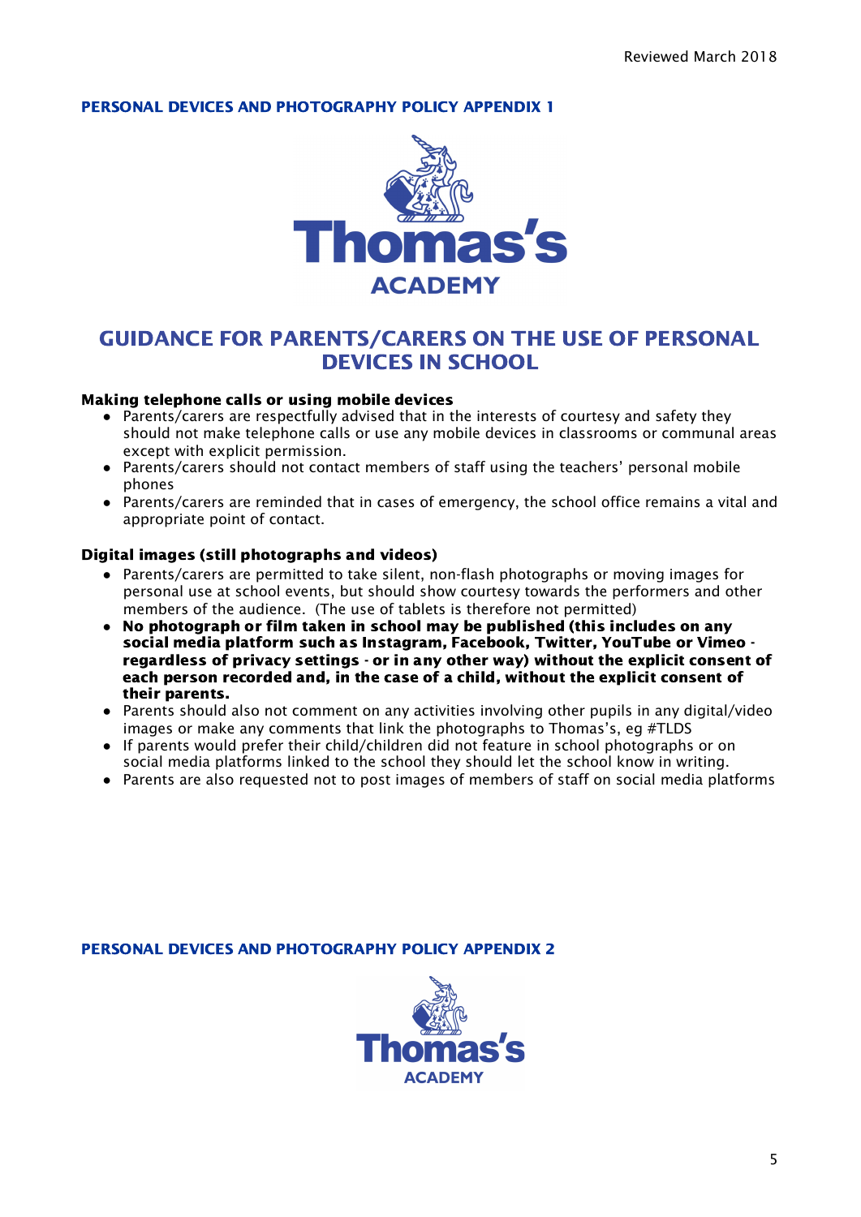Reviewed March 2018

**PERSONAL DEVICES AND PHOTOGRAPHY POLICY APPENDIX 1**

Thomas's ACADEMY

## GUIDANCE FOR PARENTS/CARERS ON THE USE OF PERSONAL DEVICES IN SCHOOL

**Making telephone calls or using mobile devices**

- Parents/carers are respectfully advised that in the interests of courtesy and safety they should not make telephone calls or use any mobile devices in classrooms or communal areas except with explicit permission.
- Parents/carers should not contact members of staff using the teachers' personal mobile phones
- Parents/carers are reminded that in cases of emergency, the school office remains a vital and appropriate point of contact.

**Digital images (still photographs and videos)**

- Parents/carers are permitted to take silent, non-flash photographs or moving images for personal use at school events, but should show courtesy towards the performers and other members of the audience. (The use of tablets is therefore not permitted)
- **No photograph or film taken in school may be published (this includes on any social media platform such as Instagram, Facebook, Twitter, YouTube or Vimeo - regardless of privacy settings - or in any other way) without the explicit consent of each person recorded and, in the case of a child, without the explicit consent of their parents.**
- Parents should also not comment on any activities involving other pupils in any digital/video images or make any comments that link the photographs to Thomas's, eg #TLDS
- If parents would prefer their child/children did not feature in school photographs or on social media platforms linked to the school they should let the school know in writing.
- Parents are also requested not to post images of members of staff on social media platforms

**PERSONAL DEVICES AND PHOTOGRAPHY POLICY APPENDIX 2**

Thomas's ACADEMY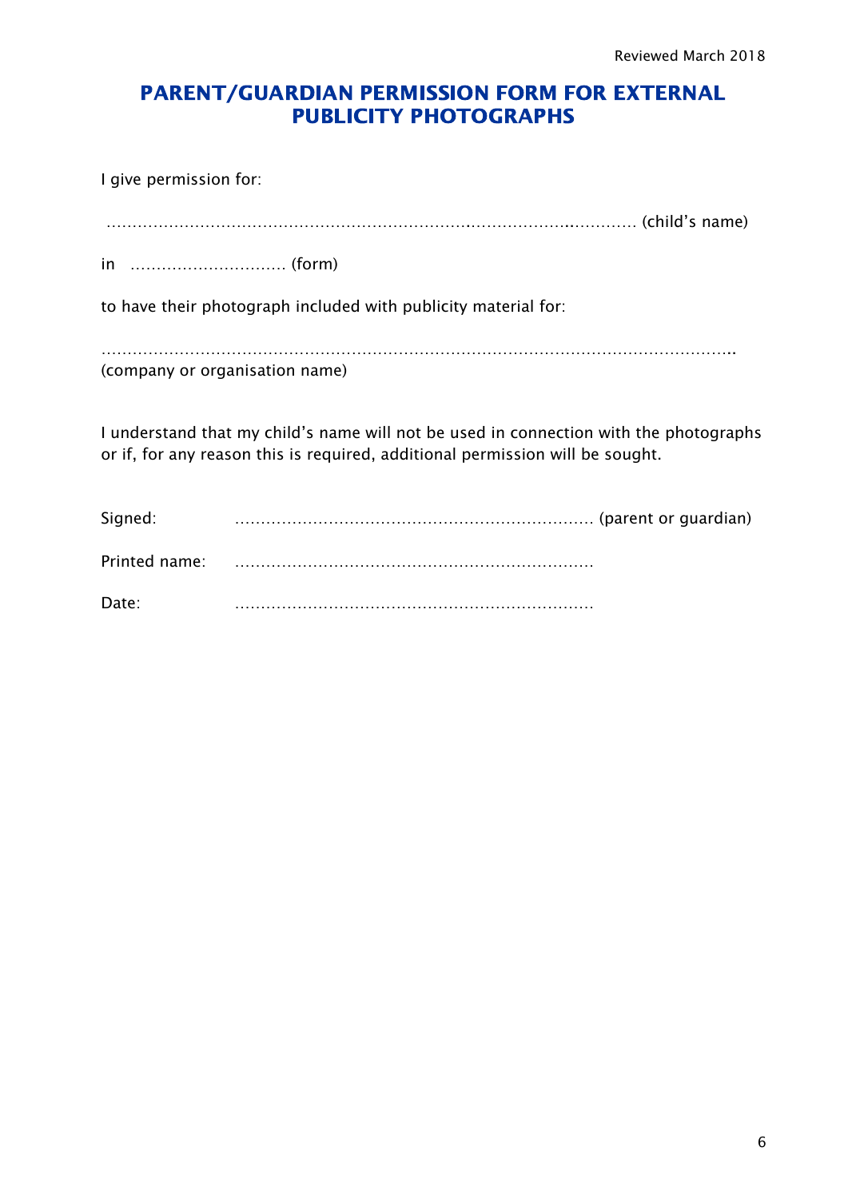Reviewed March 2018

# PARENT/GUARDIAN PERMISSION FORM FOR EXTERNAL PUBLICITY PHOTOGRAPHS

I give permission for:

……………………………………………………………………………………………………… (child's name)

in ………………………… (form)

to have their photograph included with publicity material for:

………………………………………………………………………………………………………………..
(company or organisation name)

I understand that my child's name will not be used in connection with the photographs or if, for any reason this is required, additional permission will be sought.

Signed: …………………………………………………………… (parent or guardian)

Printed name: ……………………………………………………………

Date: ……………………………………………………………